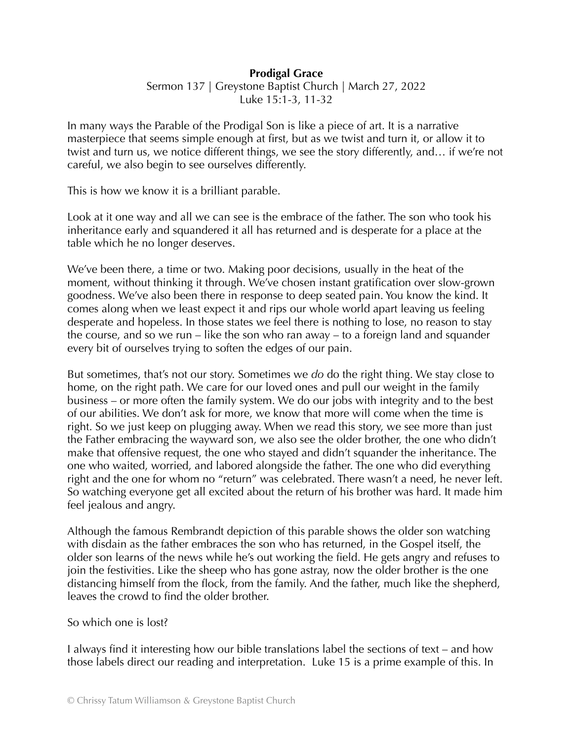**Prodigal Grace**

Sermon 137 | Greystone Baptist Church | March 27, 2022

Luke 15:1-3, 11-32

In many ways the Parable of the Prodigal Son is like a piece of art. It is a narrative masterpiece that seems simple enough at first, but as we twist and turn it, or allow it to twist and turn us, we notice different things, we see the story differently, and… if we're not careful, we also begin to see ourselves differently.

This is how we know it is a brilliant parable.

Look at it one way and all we can see is the embrace of the father. The son who took his inheritance early and squandered it all has returned and is desperate for a place at the table which he no longer deserves.

We've been there, a time or two. Making poor decisions, usually in the heat of the moment, without thinking it through. We've chosen instant gratification over slow-grown goodness. We've also been there in response to deep seated pain. You know the kind. It comes along when we least expect it and rips our whole world apart leaving us feeling desperate and hopeless. In those states we feel there is nothing to lose, no reason to stay the course, and so we run – like the son who ran away – to a foreign land and squander every bit of ourselves trying to soften the edges of our pain.

But sometimes, that's not our story. Sometimes we *do* do the right thing. We stay close to home, on the right path. We care for our loved ones and pull our weight in the family business – or more often the family system. We do our jobs with integrity and to the best of our abilities. We don't ask for more, we know that more will come when the time is right. So we just keep on plugging away. When we read this story, we see more than just the Father embracing the wayward son, we also see the older brother, the one who didn't make that offensive request, the one who stayed and didn't squander the inheritance. The one who waited, worried, and labored alongside the father. The one who did everything right and the one for whom no "return" was celebrated. There wasn't a need, he never left. So watching everyone get all excited about the return of his brother was hard. It made him feel jealous and angry.

Although the famous Rembrandt depiction of this parable shows the older son watching with disdain as the father embraces the son who has returned, in the Gospel itself, the older son learns of the news while he's out working the field. He gets angry and refuses to join the festivities. Like the sheep who has gone astray, now the older brother is the one distancing himself from the flock, from the family. And the father, much like the shepherd, leaves the crowd to find the older brother.

So which one is lost?

I always find it interesting how our bible translations label the sections of text – and how those labels direct our reading and interpretation. Luke 15 is a prime example of this. In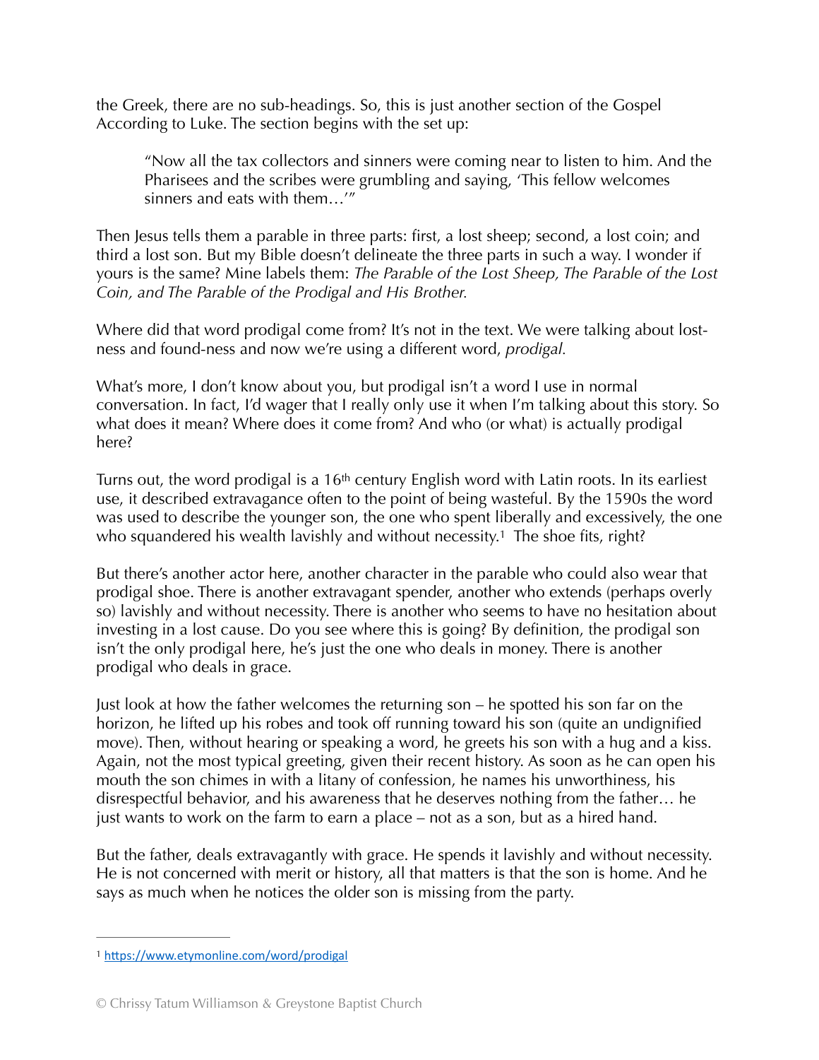the Greek, there are no sub-headings. So, this is just another section of the Gospel According to Luke. The section begins with the set up:

> "Now all the tax collectors and sinners were coming near to listen to him. And the Pharisees and the scribes were grumbling and saying, 'This fellow welcomes sinners and eats with them…'"

Then Jesus tells them a parable in three parts: first, a lost sheep; second, a lost coin; and third a lost son. But my Bible doesn't delineate the three parts in such a way. I wonder if yours is the same? Mine labels them: *The Parable of the Lost Sheep, The Parable of the Lost Coin, and The Parable of the Prodigal and His Brother.*

Where did that word prodigal come from? It's not in the text. We were talking about lost-ness and found-ness and now we're using a different word, *prodigal.*

What's more, I don't know about you, but prodigal isn't a word I use in normal conversation. In fact, I'd wager that I really only use it when I'm talking about this story. So what does it mean? Where does it come from? And who (or what) is actually prodigal here?

Turns out, the word prodigal is a 16th century English word with Latin roots. In its earliest use, it described extravagance often to the point of being wasteful. By the 1590s the word was used to describe the younger son, the one who spent liberally and excessively, the one who squandered his wealth lavishly and without necessity.[1] The shoe fits, right?

But there's another actor here, another character in the parable who could also wear that prodigal shoe. There is another extravagant spender, another who extends (perhaps overly so) lavishly and without necessity. There is another who seems to have no hesitation about investing in a lost cause. Do you see where this is going? By definition, the prodigal son isn't the only prodigal here, he's just the one who deals in money. There is another prodigal who deals in grace.

Just look at how the father welcomes the returning son – he spotted his son far on the horizon, he lifted up his robes and took off running toward his son (quite an undignified move). Then, without hearing or speaking a word, he greets his son with a hug and a kiss. Again, not the most typical greeting, given their recent history. As soon as he can open his mouth the son chimes in with a litany of confession, he names his unworthiness, his disrespectful behavior, and his awareness that he deserves nothing from the father… he just wants to work on the farm to earn a place – not as a son, but as a hired hand.

But the father, deals extravagantly with grace. He spends it lavishly and without necessity. He is not concerned with merit or history, all that matters is that the son is home. And he says as much when he notices the older son is missing from the party.

---

[1] https://www.etymonline.com/word/prodigal

© Chrissy Tatum Williamson & Greystone Baptist Church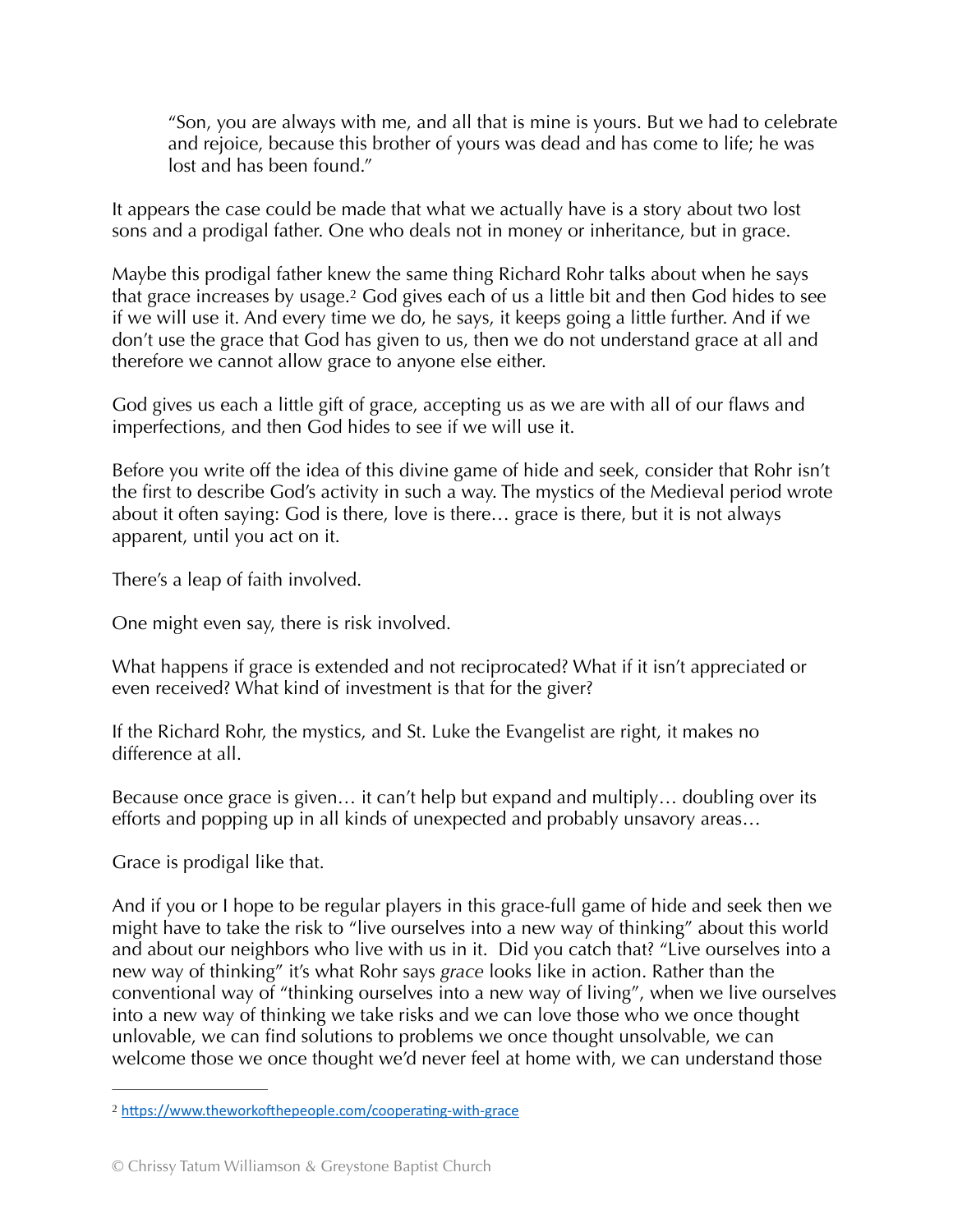> "Son, you are always with me, and all that is mine is yours. But we had to celebrate and rejoice, because this brother of yours was dead and has come to life; he was lost and has been found."

It appears the case could be made that what we actually have is a story about two lost sons and a prodigal father. One who deals not in money or inheritance, but in grace.

Maybe this prodigal father knew the same thing Richard Rohr talks about when he says that grace increases by usage.[2] God gives each of us a little bit and then God hides to see if we will use it. And every time we do, he says, it keeps going a little further. And if we don't use the grace that God has given to us, then we do not understand grace at all and therefore we cannot allow grace to anyone else either.

God gives us each a little gift of grace, accepting us as we are with all of our flaws and imperfections, and then God hides to see if we will use it.

Before you write off the idea of this divine game of hide and seek, consider that Rohr isn't the first to describe God's activity in such a way. The mystics of the Medieval period wrote about it often saying: God is there, love is there… grace is there, but it is not always apparent, until you act on it.

There's a leap of faith involved.

One might even say, there is risk involved.

What happens if grace is extended and not reciprocated? What if it isn't appreciated or even received? What kind of investment is that for the giver?

If the Richard Rohr, the mystics, and St. Luke the Evangelist are right, it makes no difference at all.

Because once grace is given… it can't help but expand and multiply… doubling over its efforts and popping up in all kinds of unexpected and probably unsavory areas…

Grace is prodigal like that.

And if you or I hope to be regular players in this grace-full game of hide and seek then we might have to take the risk to "live ourselves into a new way of thinking" about this world and about our neighbors who live with us in it. Did you catch that? "Live ourselves into a new way of thinking" it's what Rohr says *grace* looks like in action. Rather than the conventional way of "thinking ourselves into a new way of living", when we live ourselves into a new way of thinking we take risks and we can love those who we once thought unlovable, we can find solutions to problems we once thought unsolvable, we can welcome those we once thought we'd never feel at home with, we can understand those

---

[2] https://www.theworkofthepeople.com/cooperating-with-grace

© Chrissy Tatum Williamson & Greystone Baptist Church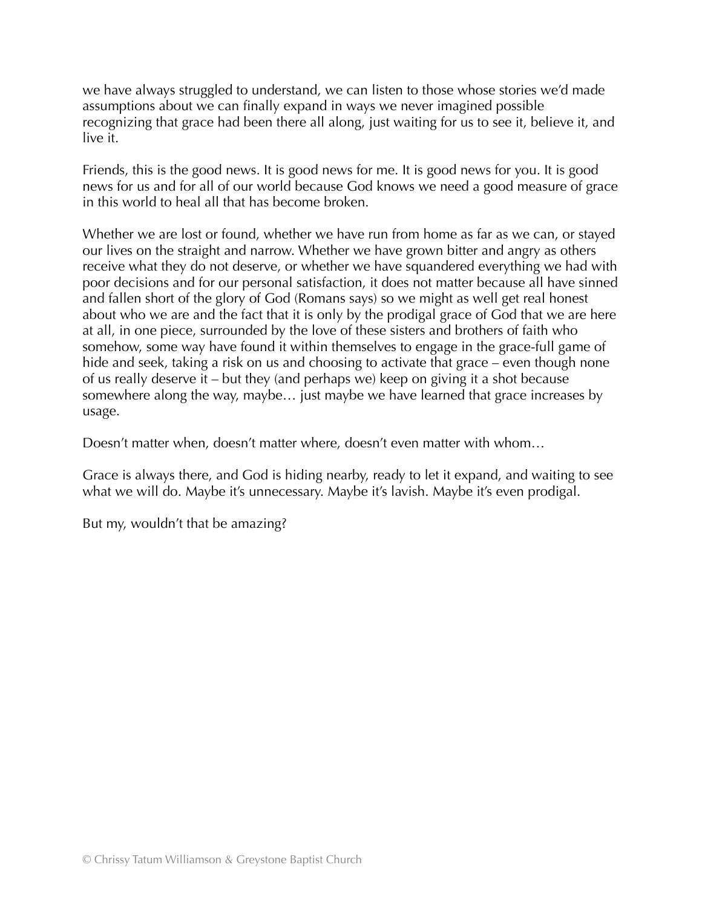we have always struggled to understand, we can listen to those whose stories we'd made assumptions about we can finally expand in ways we never imagined possible recognizing that grace had been there all along, just waiting for us to see it, believe it, and live it.

Friends, this is the good news. It is good news for me. It is good news for you. It is good news for us and for all of our world because God knows we need a good measure of grace in this world to heal all that has become broken.

Whether we are lost or found, whether we have run from home as far as we can, or stayed our lives on the straight and narrow. Whether we have grown bitter and angry as others receive what they do not deserve, or whether we have squandered everything we had with poor decisions and for our personal satisfaction, it does not matter because all have sinned and fallen short of the glory of God (Romans says) so we might as well get real honest about who we are and the fact that it is only by the prodigal grace of God that we are here at all, in one piece, surrounded by the love of these sisters and brothers of faith who somehow, some way have found it within themselves to engage in the grace-full game of hide and seek, taking a risk on us and choosing to activate that grace – even though none of us really deserve it – but they (and perhaps we) keep on giving it a shot because somewhere along the way, maybe… just maybe we have learned that grace increases by usage.

Doesn't matter when, doesn't matter where, doesn't even matter with whom…

Grace is always there, and God is hiding nearby, ready to let it expand, and waiting to see what we will do. Maybe it's unnecessary. Maybe it's lavish. Maybe it's even prodigal.

But my, wouldn't that be amazing?

© Chrissy Tatum Williamson & Greystone Baptist Church